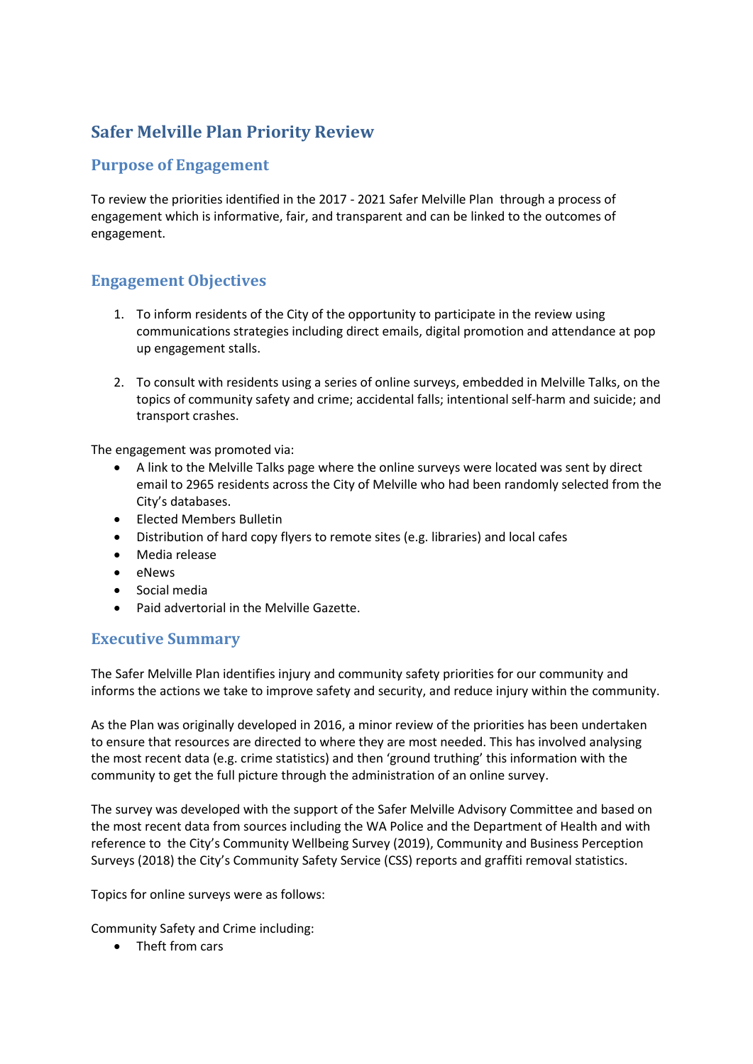# Safer Melville Plan Priority Review

## Purpose of Engagement

To review the priorities identified in the 2017 - 2021 Safer Melville Plan through a process of engagement which is informative, fair, and transparent and can be linked to the outcomes of engagement.

## Engagement Objectives

1. To inform residents of the City of the opportunity to participate in the review using communications strategies including direct emails, digital promotion and attendance at pop up engagement stalls.

2. To consult with residents using a series of online surveys, embedded in Melville Talks, on the topics of community safety and crime; accidental falls; intentional self-harm and suicide; and transport crashes.

The engagement was promoted via:

- A link to the Melville Talks page where the online surveys were located was sent by direct email to 2965 residents across the City of Melville who had been randomly selected from the City's databases.
- Elected Members Bulletin
- Distribution of hard copy flyers to remote sites (e.g. libraries) and local cafes
- Media release
- eNews
- Social media
- Paid advertorial in the Melville Gazette.

## Executive Summary

The Safer Melville Plan identifies injury and community safety priorities for our community and informs the actions we take to improve safety and security, and reduce injury within the community.

As the Plan was originally developed in 2016, a minor review of the priorities has been undertaken to ensure that resources are directed to where they are most needed. This has involved analysing the most recent data (e.g. crime statistics) and then 'ground truthing' this information with the community to get the full picture through the administration of an online survey.

The survey was developed with the support of the Safer Melville Advisory Committee and based on the most recent data from sources including the WA Police and the Department of Health and with reference to the City's Community Wellbeing Survey (2019), Community and Business Perception Surveys (2018) the City's Community Safety Service (CSS) reports and graffiti removal statistics.

Topics for online surveys were as follows:

Community Safety and Crime including:

- Theft from cars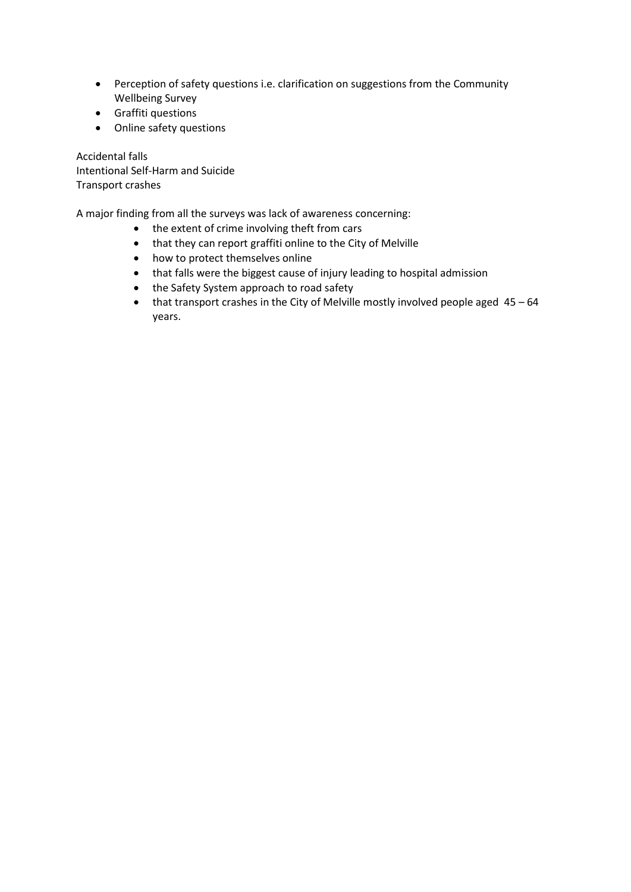- Perception of safety questions i.e. clarification on suggestions from the Community Wellbeing Survey
- Graffiti questions
- Online safety questions

Accidental falls
Intentional Self-Harm and Suicide
Transport crashes

A major finding from all the surveys was lack of awareness concerning:

- the extent of crime involving theft from cars
- that they can report graffiti online to the City of Melville
- how to protect themselves online
- that falls were the biggest cause of injury leading to hospital admission
- the Safety System approach to road safety
- that transport crashes in the City of Melville mostly involved people aged 45 – 64 years.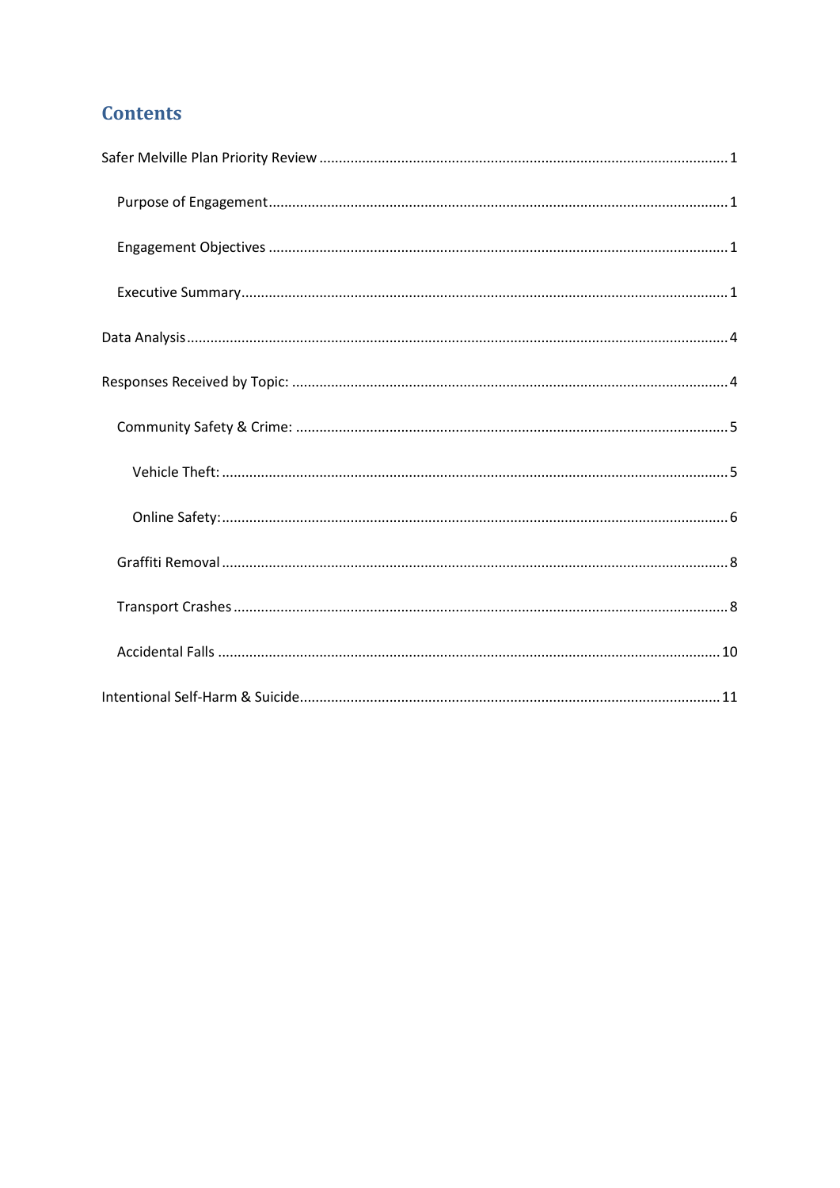# Contents

Safer Melville Plan Priority Review ........................................................................................................ 1

- Purpose of Engagement ..................................................................................................................... 1
- Engagement Objectives ..................................................................................................................... 1
- Executive Summary ........................................................................................................................... 1

Data Analysis .......................................................................................................................................... 4

Responses Received by Topic: ................................................................................................................ 4

- Community Safety & Crime: .............................................................................................................. 5
  - Vehicle Theft: ................................................................................................................................ 5
  - Online Safety: ................................................................................................................................ 6
- Graffiti Removal ................................................................................................................................. 8
- Transport Crashes .............................................................................................................................. 8
- Accidental Falls ................................................................................................................................ 10

Intentional Self-Harm & Suicide ........................................................................................................... 11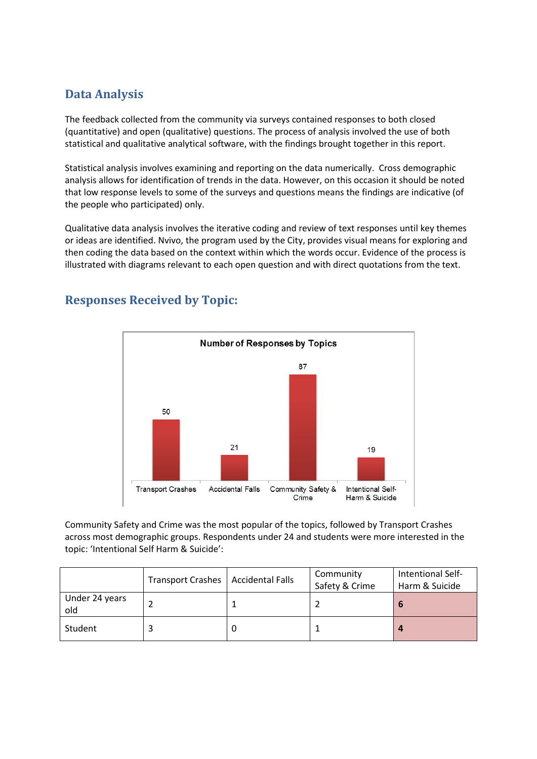## Data Analysis

The feedback collected from the community via surveys contained responses to both closed (quantitative) and open (qualitative) questions. The process of analysis involved the use of both statistical and qualitative analytical software, with the findings brought together in this report.

Statistical analysis involves examining and reporting on the data numerically. Cross demographic analysis allows for identification of trends in the data. However, on this occasion it should be noted that low response levels to some of the surveys and questions means the findings are indicative (of the people who participated) only.

Qualitative data analysis involves the iterative coding and review of text responses until key themes or ideas are identified. Nvivo, the program used by the City, provides visual means for exploring and then coding the data based on the context within which the words occur. Evidence of the process is illustrated with diagrams relevant to each open question and with direct quotations from the text.

## Responses Received by Topic:

**Number of Responses by Topics**

| Transport Crashes | Accidental Falls | Community Safety & Crime | Intentional Self-Harm & Suicide |
|---|---|---|---|
| 50 | 21 | 87 | 19 |

Community Safety and Crime was the most popular of the topics, followed by Transport Crashes across most demographic groups. Respondents under 24 and students were more interested in the topic: 'Intentional Self Harm & Suicide':

| | Transport Crashes | Accidental Falls | Community Safety & Crime | Intentional Self-Harm & Suicide |
|---|---|---|---|---|
| Under 24 years old | 2 | 1 | 2 | **6** |
| Student | 3 | 0 | 1 | **4** |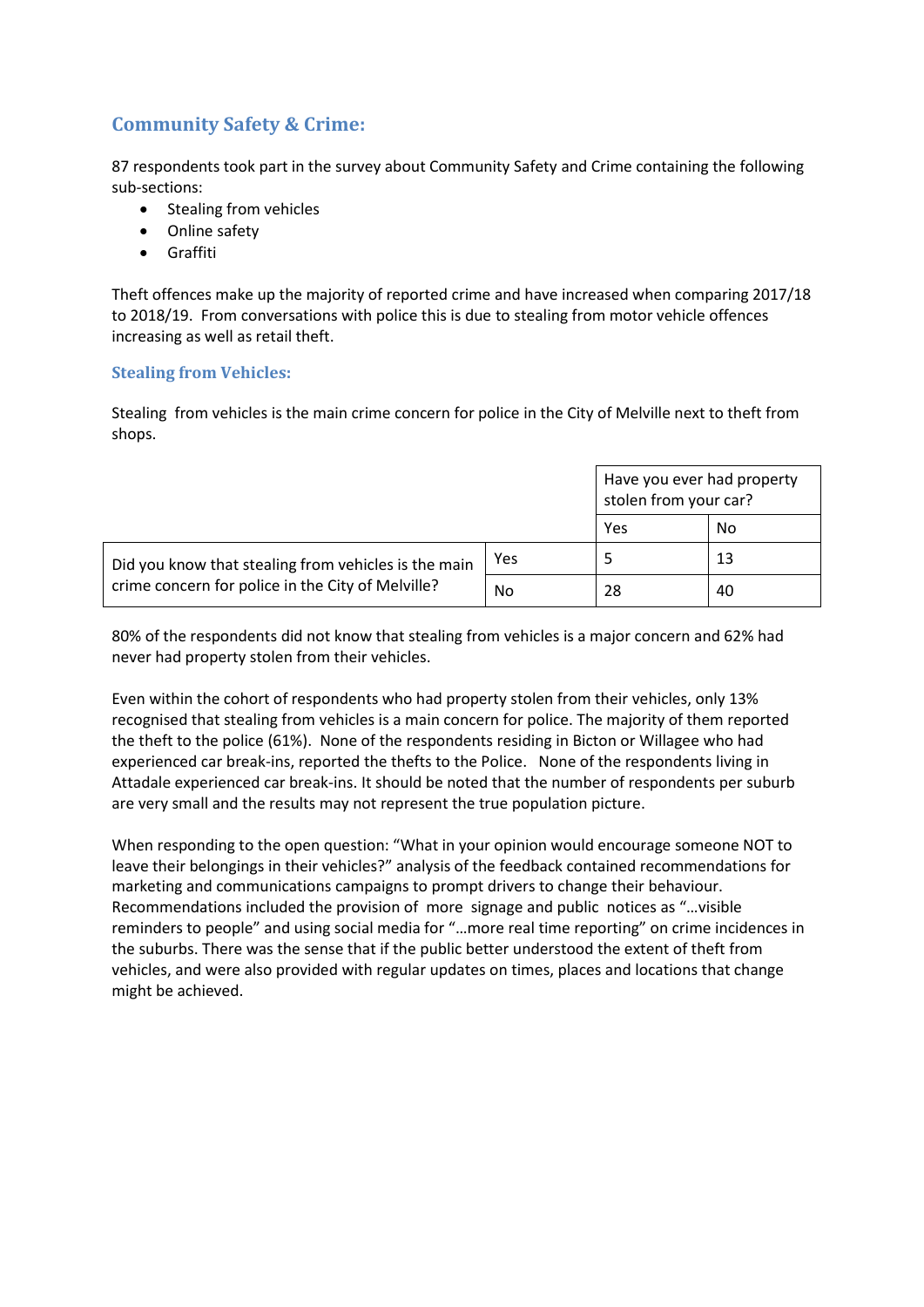## Community Safety & Crime:

87 respondents took part in the survey about Community Safety and Crime containing the following sub-sections:

- Stealing from vehicles
- Online safety
- Graffiti

Theft offences make up the majority of reported crime and have increased when comparing 2017/18 to 2018/19. From conversations with police this is due to stealing from motor vehicle offences increasing as well as retail theft.

### Stealing from Vehicles:

Stealing from vehicles is the main crime concern for police in the City of Melville next to theft from shops.

| | | Have you ever had property stolen from your car? | |
|---|---|---|---|
| | | Yes | No |
| Did you know that stealing from vehicles is the main crime concern for police in the City of Melville? | Yes | 5 | 13 |
| | No | 28 | 40 |

80% of the respondents did not know that stealing from vehicles is a major concern and 62% had never had property stolen from their vehicles.

Even within the cohort of respondents who had property stolen from their vehicles, only 13% recognised that stealing from vehicles is a main concern for police. The majority of them reported the theft to the police (61%). None of the respondents residing in Bicton or Willagee who had experienced car break-ins, reported the thefts to the Police. None of the respondents living in Attadale experienced car break-ins. It should be noted that the number of respondents per suburb are very small and the results may not represent the true population picture.

When responding to the open question: "What in your opinion would encourage someone NOT to leave their belongings in their vehicles?" analysis of the feedback contained recommendations for marketing and communications campaigns to prompt drivers to change their behaviour. Recommendations included the provision of more signage and public notices as "…visible reminders to people" and using social media for "…more real time reporting" on crime incidences in the suburbs. There was the sense that if the public better understood the extent of theft from vehicles, and were also provided with regular updates on times, places and locations that change might be achieved.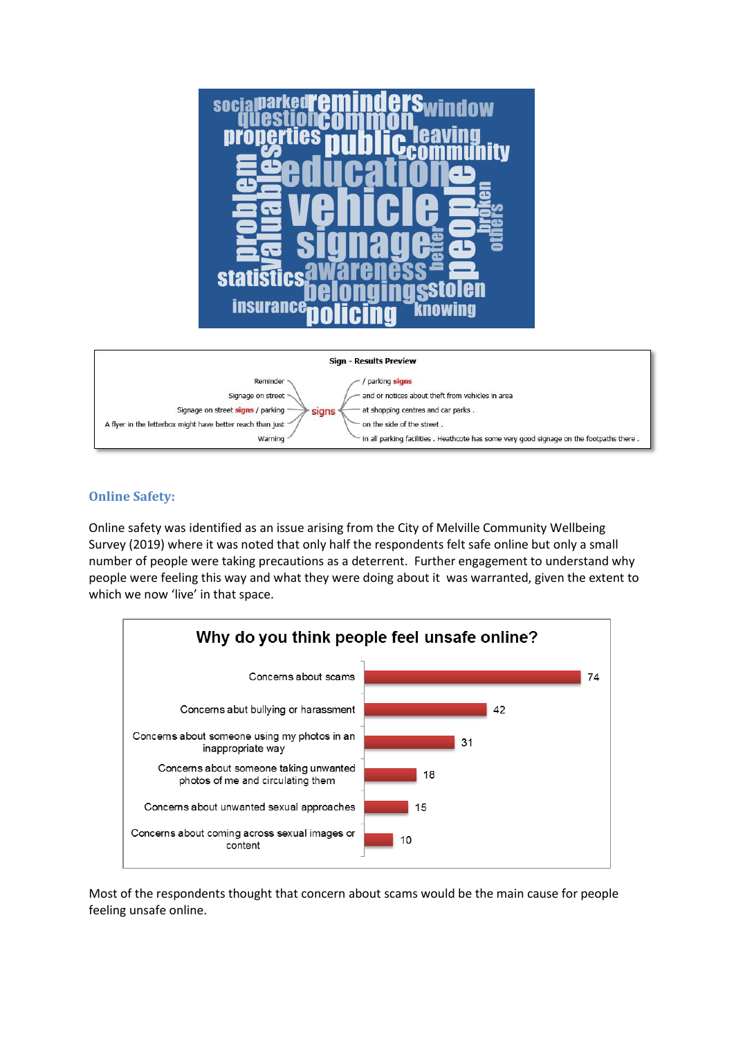**Sign - Results Preview**

| | | |
|---|---|---|
| Reminder | signs | / parking signs |
| Signage on street | | and or notices about theft from vehicles in area |
| Signage on street signs / parking | | at shopping centres and car parks . |
| A flyer in the letterbox might have better reach than just | | on the side of the street . |
| Warning | | in all parking facilities . Heathcote has some very good signage on the footpaths there . |

## Online Safety:

Online safety was identified as an issue arising from the City of Melville Community Wellbeing Survey (2019) where it was noted that only half the respondents felt safe online but only a small number of people were taking precautions as a deterrent. Further engagement to understand why people were feeling this way and what they were doing about it was warranted, given the extent to which we now 'live' in that space.

**Why do you think people feel unsafe online?**

| Response | Count |
|---|---|
| Concerns about scams | 74 |
| Concerns abut bullying or harassment | 42 |
| Concerns about someone using my photos in an inappropriate way | 31 |
| Concerns about someone taking unwanted photos of me and circulating them | 18 |
| Concerns about unwanted sexual approaches | 15 |
| Concerns about coming across sexual images or content | 10 |

Most of the respondents thought that concern about scams would be the main cause for people feeling unsafe online.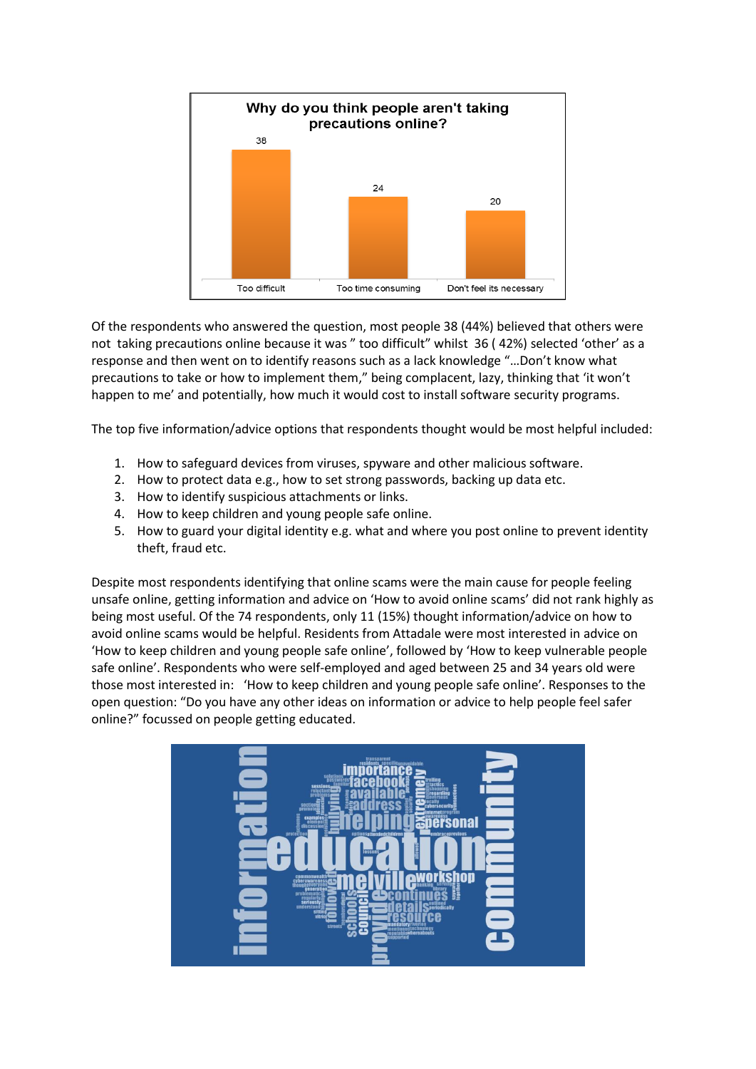**Why do you think people aren't taking precautions online?**

| Reason | Count |
|---|---|
| Too difficult | 38 |
| Too time consuming | 24 |
| Don't feel its necessary | 20 |

Of the respondents who answered the question, most people 38 (44%) believed that others were not taking precautions online because it was " too difficult" whilst 36 ( 42%) selected 'other' as a response and then went on to identify reasons such as a lack knowledge "…Don't know what precautions to take or how to implement them," being complacent, lazy, thinking that 'it won't happen to me' and potentially, how much it would cost to install software security programs.

The top five information/advice options that respondents thought would be most helpful included:

1. How to safeguard devices from viruses, spyware and other malicious software.
2. How to protect data e.g., how to set strong passwords, backing up data etc.
3. How to identify suspicious attachments or links.
4. How to keep children and young people safe online.
5. How to guard your digital identity e.g. what and where you post online to prevent identity theft, fraud etc.

Despite most respondents identifying that online scams were the main cause for people feeling unsafe online, getting information and advice on 'How to avoid online scams' did not rank highly as being most useful. Of the 74 respondents, only 11 (15%) thought information/advice on how to avoid online scams would be helpful. Residents from Attadale were most interested in advice on 'How to keep children and young people safe online', followed by 'How to keep vulnerable people safe online'. Respondents who were self-employed and aged between 25 and 34 years old were those most interested in: 'How to keep children and young people safe online'. Responses to the open question: "Do you have any other ideas on information or advice to help people feel safer online?" focussed on people getting educated.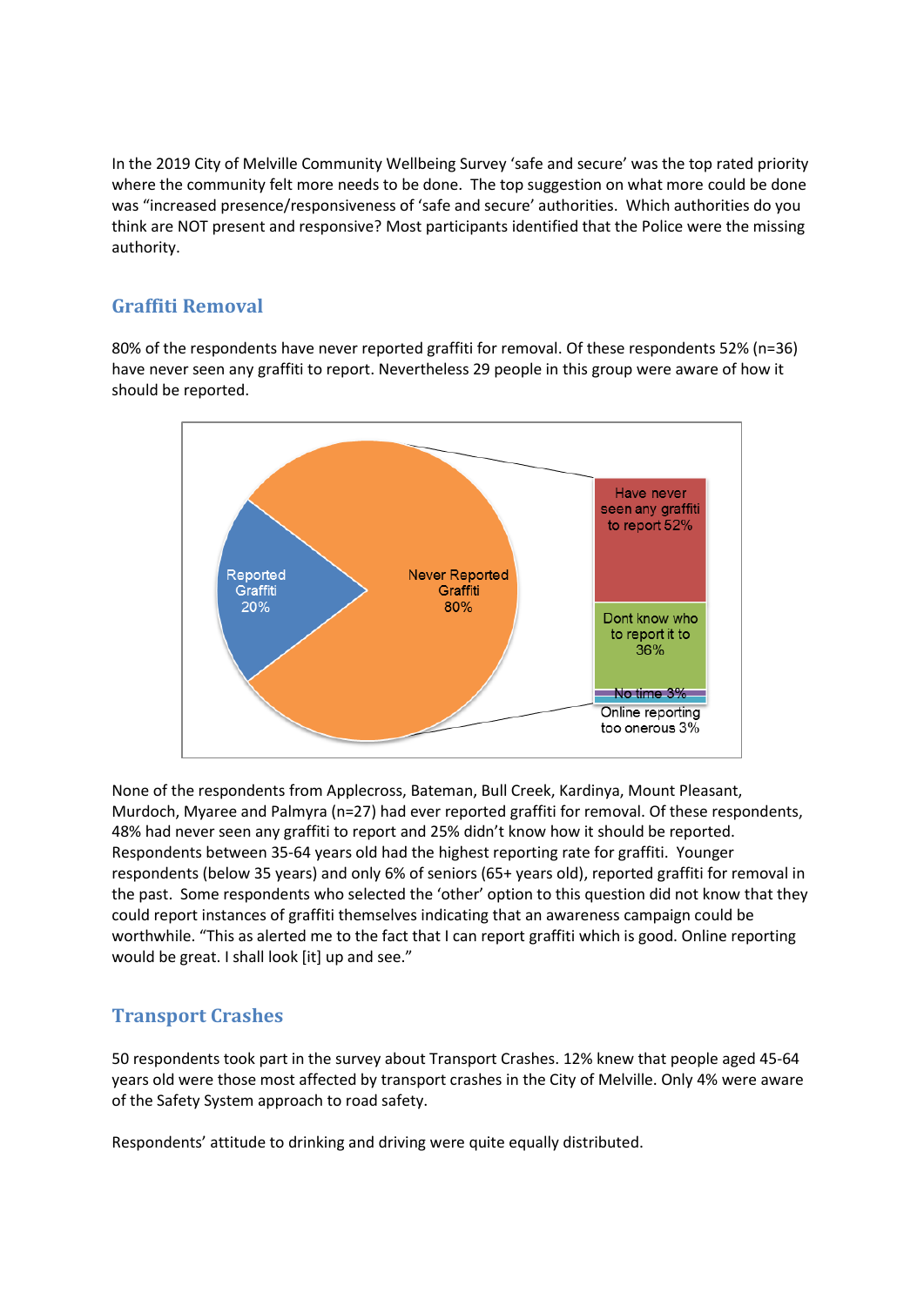In the 2019 City of Melville Community Wellbeing Survey 'safe and secure' was the top rated priority where the community felt more needs to be done. The top suggestion on what more could be done was "increased presence/responsiveness of 'safe and secure' authorities. Which authorities do you think are NOT present and responsive? Most participants identified that the Police were the missing authority.

## Graffiti Removal

80% of the respondents have never reported graffiti for removal. Of these respondents 52% (n=36) have never seen any graffiti to report. Nevertheless 29 people in this group were aware of how it should be reported.

None of the respondents from Applecross, Bateman, Bull Creek, Kardinya, Mount Pleasant, Murdoch, Myaree and Palmyra (n=27) had ever reported graffiti for removal. Of these respondents, 48% had never seen any graffiti to report and 25% didn't know how it should be reported. Respondents between 35-64 years old had the highest reporting rate for graffiti. Younger respondents (below 35 years) and only 6% of seniors (65+ years old), reported graffiti for removal in the past. Some respondents who selected the 'other' option to this question did not know that they could report instances of graffiti themselves indicating that an awareness campaign could be worthwhile. "This as alerted me to the fact that I can report graffiti which is good. Online reporting would be great. I shall look [it] up and see."

## Transport Crashes

50 respondents took part in the survey about Transport Crashes. 12% knew that people aged 45-64 years old were those most affected by transport crashes in the City of Melville. Only 4% were aware of the Safety System approach to road safety.

Respondents' attitude to drinking and driving were quite equally distributed.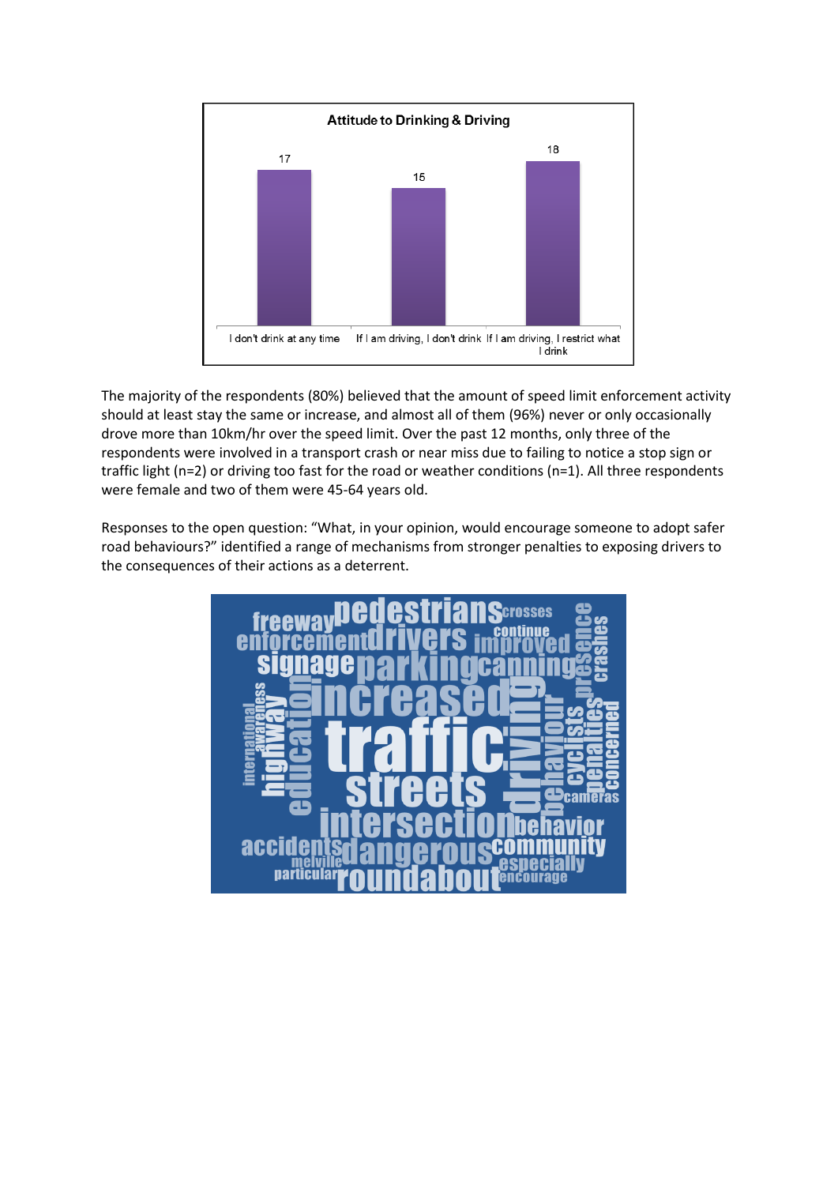**Attitude to Drinking & Driving**

| | I don't drink at any time | If I am driving, I don't drink | If I am driving, I restrict what I drink |
|---|---|---|---|
| | 17 | 15 | 18 |

The majority of the respondents (80%) believed that the amount of speed limit enforcement activity should at least stay the same or increase, and almost all of them (96%) never or only occasionally drove more than 10km/hr over the speed limit. Over the past 12 months, only three of the respondents were involved in a transport crash or near miss due to failing to notice a stop sign or traffic light (n=2) or driving too fast for the road or weather conditions (n=1). All three respondents were female and two of them were 45-64 years old.

Responses to the open question: "What, in your opinion, would encourage someone to adopt safer road behaviours?" identified a range of mechanisms from stronger penalties to exposing drivers to the consequences of their actions as a deterrent.

freeway pedestrians crosses enforcement drivers continue improved presence crashes signage parking canning increased international awareness highway education traffic driving behaviour cyclists penalties concerned streets cameras intersection behavior accidents melville dangerous community especially particular roundabout encourage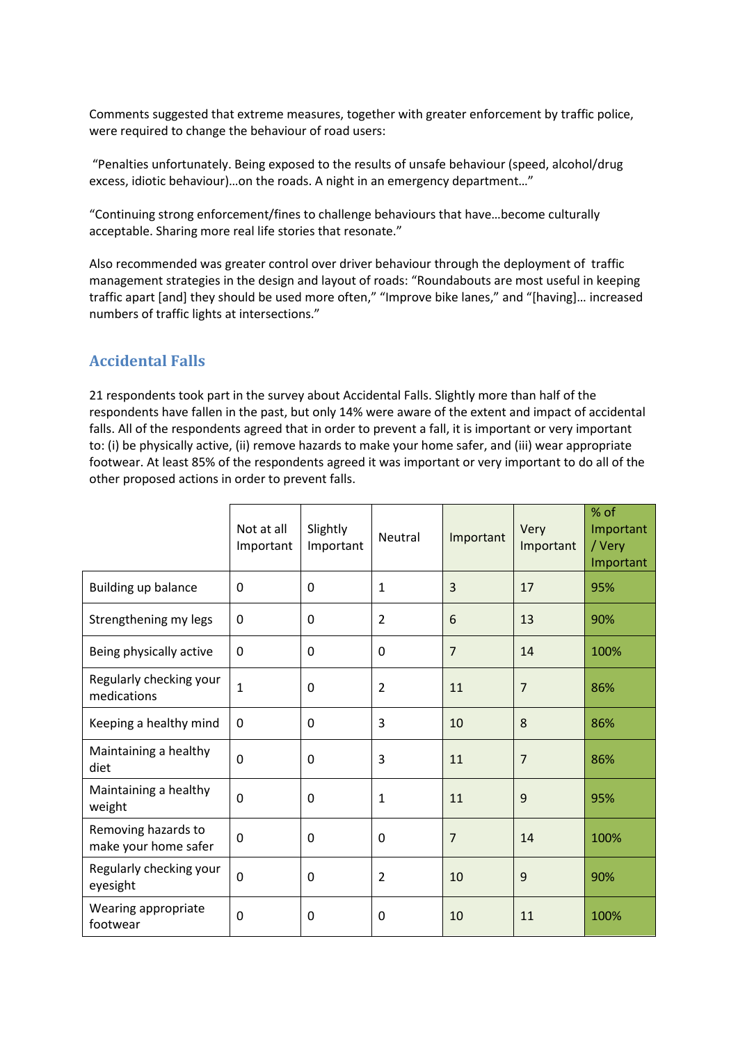Comments suggested that extreme measures, together with greater enforcement by traffic police, were required to change the behaviour of road users:

"Penalties unfortunately. Being exposed to the results of unsafe behaviour (speed, alcohol/drug excess, idiotic behaviour)…on the roads. A night in an emergency department…"

"Continuing strong enforcement/fines to challenge behaviours that have…become culturally acceptable. Sharing more real life stories that resonate."

Also recommended was greater control over driver behaviour through the deployment of traffic management strategies in the design and layout of roads: "Roundabouts are most useful in keeping traffic apart [and] they should be used more often," "Improve bike lanes," and "[having]… increased numbers of traffic lights at intersections."

## Accidental Falls

21 respondents took part in the survey about Accidental Falls. Slightly more than half of the respondents have fallen in the past, but only 14% were aware of the extent and impact of accidental falls. All of the respondents agreed that in order to prevent a fall, it is important or very important to: (i) be physically active, (ii) remove hazards to make your home safer, and (iii) wear appropriate footwear. At least 85% of the respondents agreed it was important or very important to do all of the other proposed actions in order to prevent falls.

| | Not at all Important | Slightly Important | Neutral | Important | Very Important | % of Important / Very Important |
|---|---|---|---|---|---|---|
| Building up balance | 0 | 0 | 1 | 3 | 17 | 95% |
| Strengthening my legs | 0 | 0 | 2 | 6 | 13 | 90% |
| Being physically active | 0 | 0 | 0 | 7 | 14 | 100% |
| Regularly checking your medications | 1 | 0 | 2 | 11 | 7 | 86% |
| Keeping a healthy mind | 0 | 0 | 3 | 10 | 8 | 86% |
| Maintaining a healthy diet | 0 | 0 | 3 | 11 | 7 | 86% |
| Maintaining a healthy weight | 0 | 0 | 1 | 11 | 9 | 95% |
| Removing hazards to make your home safer | 0 | 0 | 0 | 7 | 14 | 100% |
| Regularly checking your eyesight | 0 | 0 | 2 | 10 | 9 | 90% |
| Wearing appropriate footwear | 0 | 0 | 0 | 10 | 11 | 100% |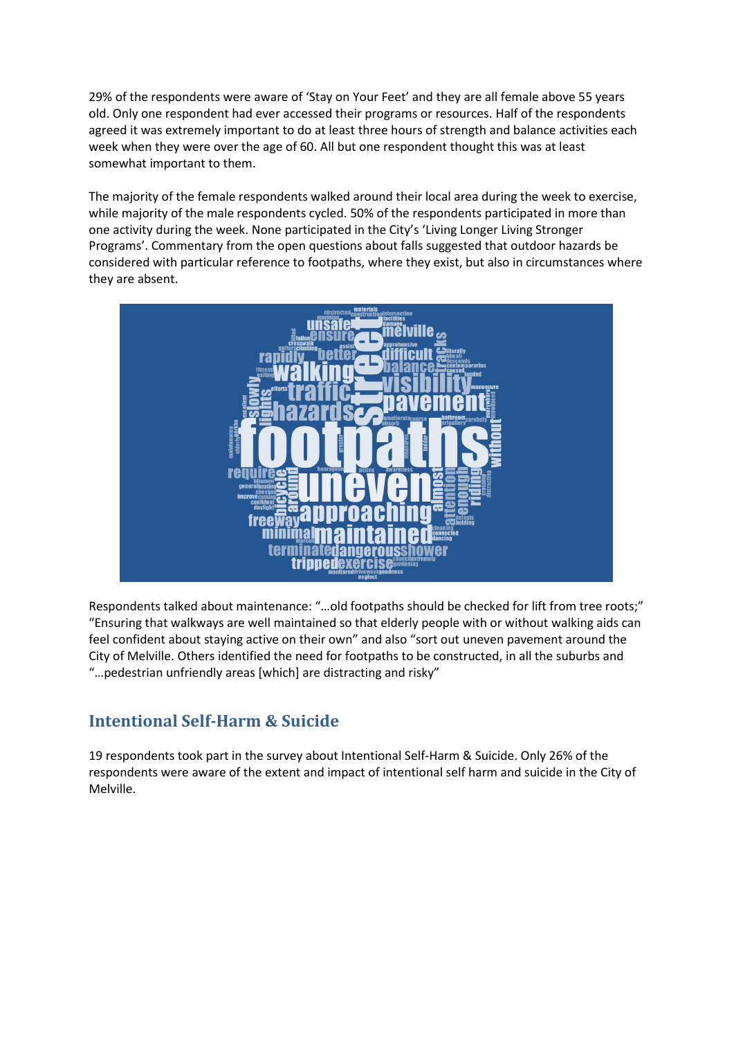29% of the respondents were aware of 'Stay on Your Feet' and they are all female above 55 years old. Only one respondent had ever accessed their programs or resources. Half of the respondents agreed it was extremely important to do at least three hours of strength and balance activities each week when they were over the age of 60. All but one respondent thought this was at least somewhat important to them.

The majority of the female respondents walked around their local area during the week to exercise, while majority of the male respondents cycled. 50% of the respondents participated in more than one activity during the week. None participated in the City's 'Living Longer Living Stronger Programs'. Commentary from the open questions about falls suggested that outdoor hazards be considered with particular reference to footpaths, where they exist, but also in circumstances where they are absent.

Respondents talked about maintenance: "…old footpaths should be checked for lift from tree roots;" "Ensuring that walkways are well maintained so that elderly people with or without walking aids can feel confident about staying active on their own" and also "sort out uneven pavement around the City of Melville. Others identified the need for footpaths to be constructed, in all the suburbs and "…pedestrian unfriendly areas [which] are distracting and risky"

## Intentional Self-Harm & Suicide

19 respondents took part in the survey about Intentional Self-Harm & Suicide. Only 26% of the respondents were aware of the extent and impact of intentional self harm and suicide in the City of Melville.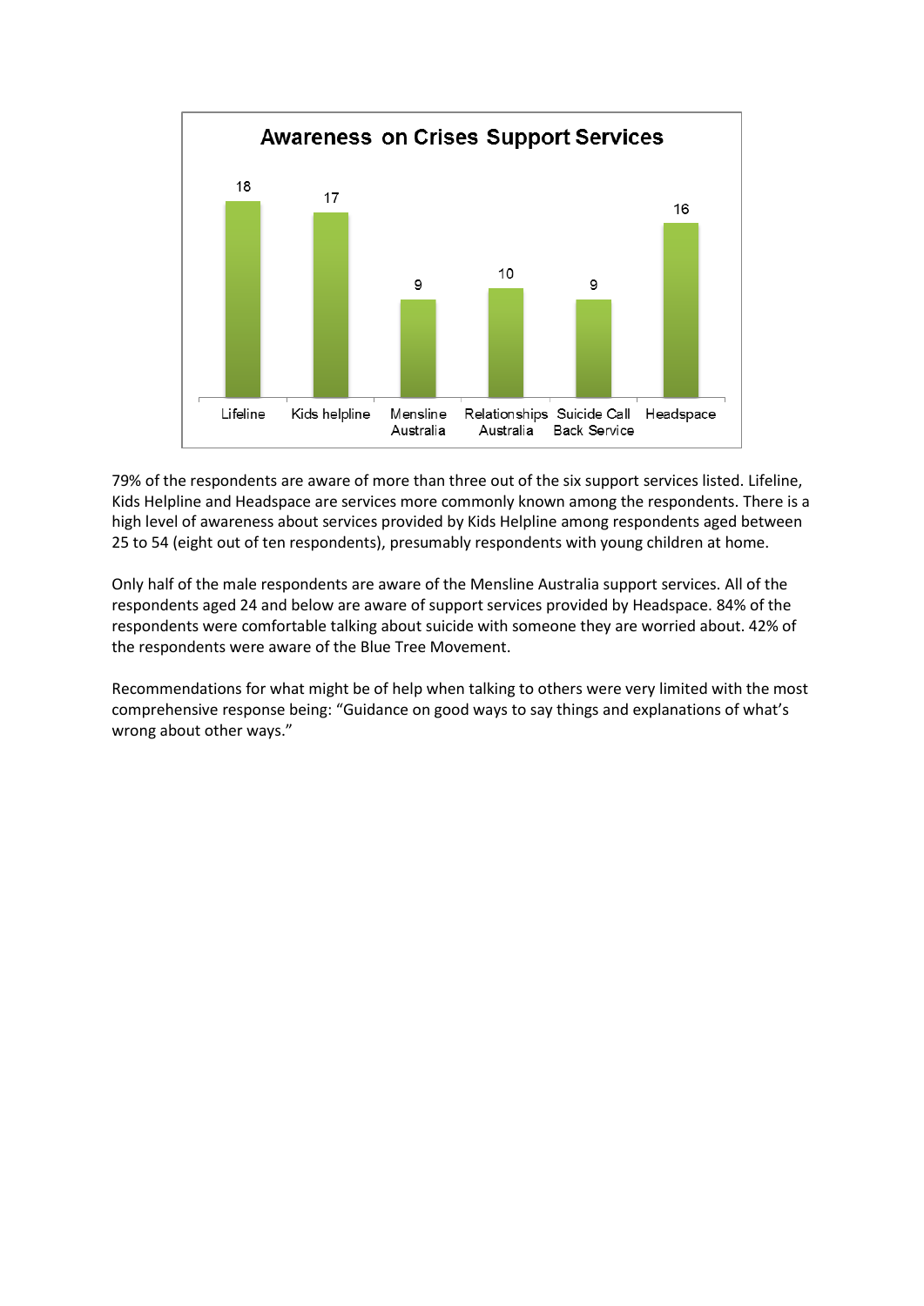Awareness on Crises Support Services

18
17
9
10
9
16

Lifeline
Kids helpline
Mensline Australia
Relationships Australia
Suicide Call Back Service
Headspace

79% of the respondents are aware of more than three out of the six support services listed. Lifeline, Kids Helpline and Headspace are services more commonly known among the respondents. There is a high level of awareness about services provided by Kids Helpline among respondents aged between 25 to 54 (eight out of ten respondents), presumably respondents with young children at home.

Only half of the male respondents are aware of the Mensline Australia support services. All of the respondents aged 24 and below are aware of support services provided by Headspace. 84% of the respondents were comfortable talking about suicide with someone they are worried about. 42% of the respondents were aware of the Blue Tree Movement.

Recommendations for what might be of help when talking to others were very limited with the most comprehensive response being: "Guidance on good ways to say things and explanations of what's wrong about other ways."